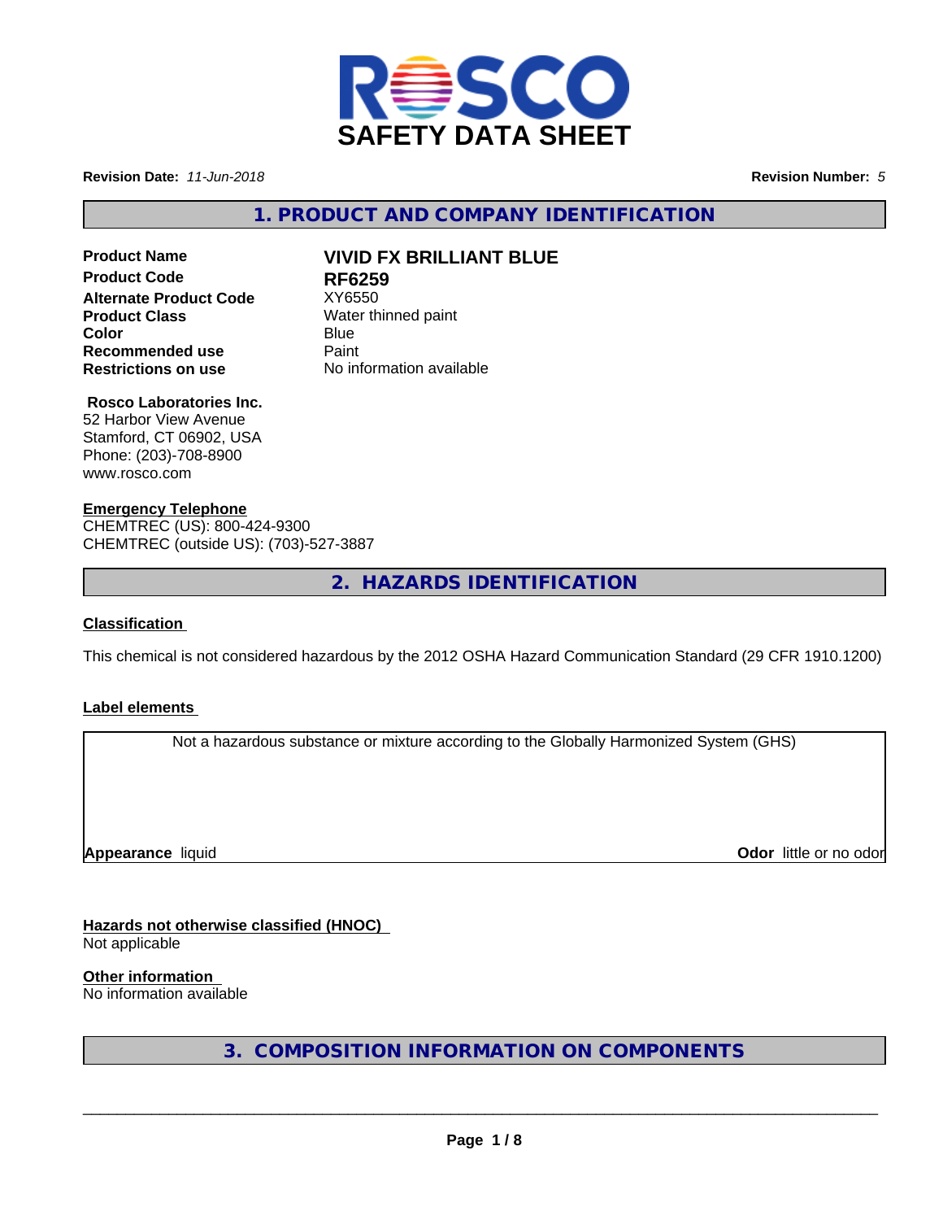# SAFETY DATA SHEET

**Revision Date:** *11-Jun-2018*

**Revision Number:** *5*

## 1. PRODUCT AND COMPANY IDENTIFICATION

| | |
|---|---|
| **Product Name** | **VIVID FX BRILLIANT BLUE** |
| **Product Code** | **RF6259** |
| **Alternate Product Code** | XY6550 |
| **Product Class** | Water thinned paint |
| **Color** | Blue |
| **Recommended use** | Paint |
| **Restrictions on use** | No information available |

**Rosco Laboratories Inc.**
52 Harbor View Avenue
Stamford, CT 06902, USA
Phone: (203)-708-8900
www.rosco.com

**Emergency Telephone**
CHEMTREC (US): 800-424-9300
CHEMTREC (outside US): (703)-527-3887

## 2. HAZARDS IDENTIFICATION

**Classification**

This chemical is not considered hazardous by the 2012 OSHA Hazard Communication Standard (29 CFR 1910.1200)

**Label elements**

Not a hazardous substance or mixture according to the Globally Harmonized System (GHS)

**Appearance** liquid

**Odor** little or no odor

**Hazards not otherwise classified (HNOC)**
Not applicable

**Other information**
No information available

## 3. COMPOSITION INFORMATION ON COMPONENTS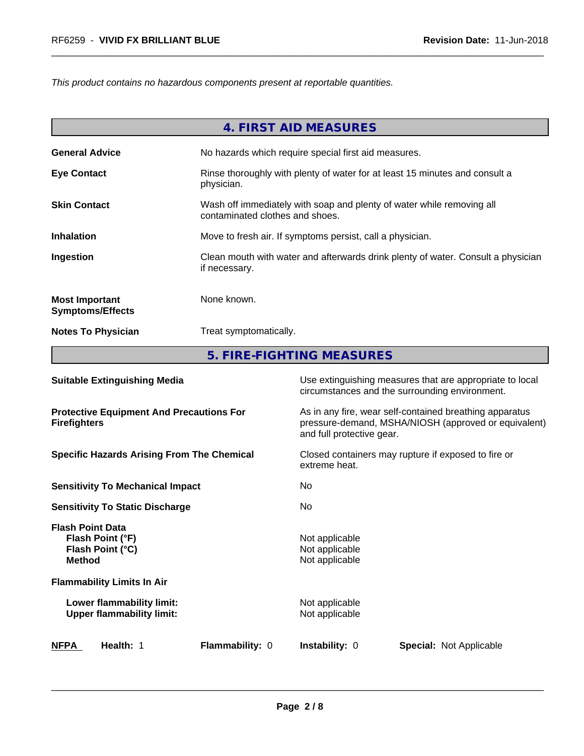*This product contains no hazardous components present at reportable quantities.*

## 4. FIRST AID MEASURES

**General Advice** No hazards which require special first aid measures.

**Eye Contact** Rinse thoroughly with plenty of water for at least 15 minutes and consult a physician.

**Skin Contact** Wash off immediately with soap and plenty of water while removing all contaminated clothes and shoes.

**Inhalation** Move to fresh air. If symptoms persist, call a physician.

**Ingestion** Clean mouth with water and afterwards drink plenty of water. Consult a physician if necessary.

**Most Important Symptoms/Effects** None known.

**Notes To Physician** Treat symptomatically.

## 5. FIRE-FIGHTING MEASURES

**Suitable Extinguishing Media** Use extinguishing measures that are appropriate to local circumstances and the surrounding environment.

**Protective Equipment And Precautions For Firefighters** As in any fire, wear self-contained breathing apparatus pressure-demand, MSHA/NIOSH (approved or equivalent) and full protective gear.

**Specific Hazards Arising From The Chemical** Closed containers may rupture if exposed to fire or extreme heat.

**Sensitivity To Mechanical Impact** No

**Sensitivity To Static Discharge** No

**Flash Point Data**
- **Flash Point (°F)** Not applicable
- **Flash Point (°C)** Not applicable
- **Method** Not applicable

**Flammability Limits In Air**
- **Lower flammability limit:** Not applicable
- **Upper flammability limit:** Not applicable

**NFPA** **Health:** 1 **Flammability:** 0 **Instability:** 0 **Special:** Not Applicable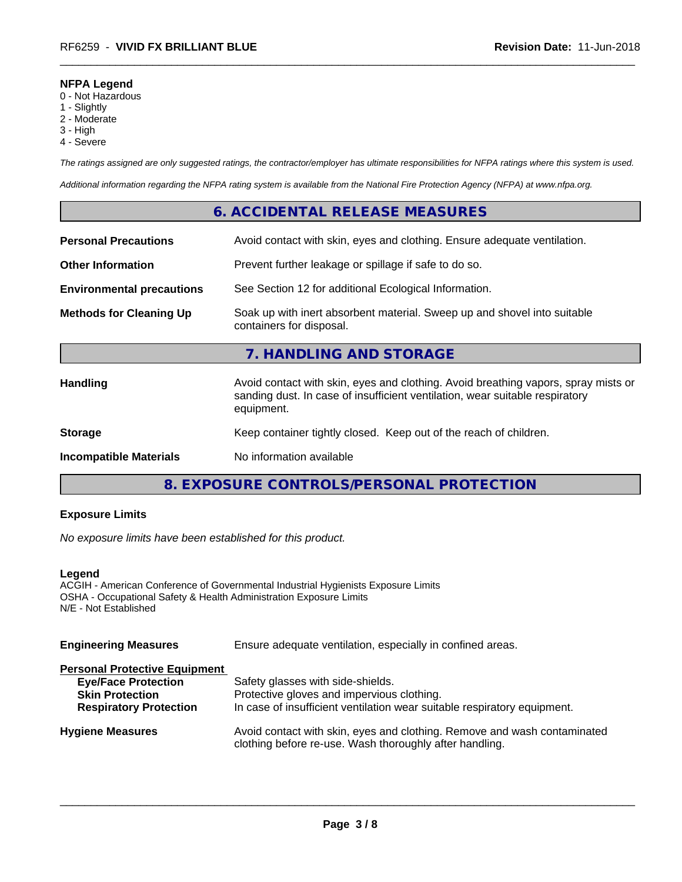**NFPA Legend**
0 - Not Hazardous
1 - Slightly
2 - Moderate
3 - High
4 - Severe

*The ratings assigned are only suggested ratings, the contractor/employer has ultimate responsibilities for NFPA ratings where this system is used.*

*Additional information regarding the NFPA rating system is available from the National Fire Protection Agency (NFPA) at www.nfpa.org.*

## 6. ACCIDENTAL RELEASE MEASURES

**Personal Precautions** Avoid contact with skin, eyes and clothing. Ensure adequate ventilation.

**Other Information** Prevent further leakage or spillage if safe to do so.

**Environmental precautions** See Section 12 for additional Ecological Information.

**Methods for Cleaning Up** Soak up with inert absorbent material. Sweep up and shovel into suitable containers for disposal.

## 7. HANDLING AND STORAGE

**Handling** Avoid contact with skin, eyes and clothing. Avoid breathing vapors, spray mists or sanding dust. In case of insufficient ventilation, wear suitable respiratory equipment.

**Storage** Keep container tightly closed. Keep out of the reach of children.

**Incompatible Materials** No information available

## 8. EXPOSURE CONTROLS/PERSONAL PROTECTION

**Exposure Limits**

*No exposure limits have been established for this product.*

**Legend**
ACGIH - American Conference of Governmental Industrial Hygienists Exposure Limits
OSHA - Occupational Safety & Health Administration Exposure Limits
N/E - Not Established

**Engineering Measures** Ensure adequate ventilation, especially in confined areas.

**Personal Protective Equipment**
- **Eye/Face Protection** Safety glasses with side-shields.
- **Skin Protection** Protective gloves and impervious clothing.
- **Respiratory Protection** In case of insufficient ventilation wear suitable respiratory equipment.

**Hygiene Measures** Avoid contact with skin, eyes and clothing. Remove and wash contaminated clothing before re-use. Wash thoroughly after handling.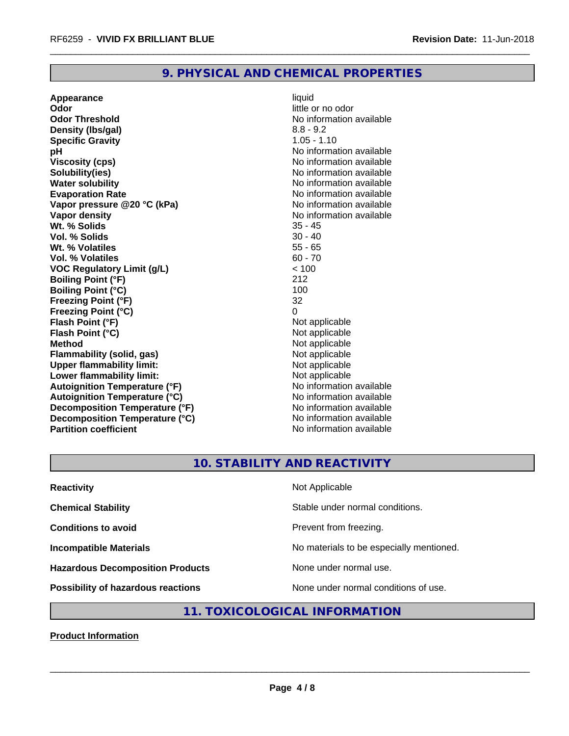## 9. PHYSICAL AND CHEMICAL PROPERTIES

| | |
|---|---|
| **Appearance** | liquid |
| **Odor** | little or no odor |
| **Odor Threshold** | No information available |
| **Density (lbs/gal)** | 8.8 - 9.2 |
| **Specific Gravity** | 1.05 - 1.10 |
| **pH** | No information available |
| **Viscosity (cps)** | No information available |
| **Solubility(ies)** | No information available |
| **Water solubility** | No information available |
| **Evaporation Rate** | No information available |
| **Vapor pressure @20 °C (kPa)** | No information available |
| **Vapor density** | No information available |
| **Wt. % Solids** | 35 - 45 |
| **Vol. % Solids** | 30 - 40 |
| **Wt. % Volatiles** | 55 - 65 |
| **Vol. % Volatiles** | 60 - 70 |
| **VOC Regulatory Limit (g/L)** | < 100 |
| **Boiling Point (°F)** | 212 |
| **Boiling Point (°C)** | 100 |
| **Freezing Point (°F)** | 32 |
| **Freezing Point (°C)** | 0 |
| **Flash Point (°F)** | Not applicable |
| **Flash Point (°C)** | Not applicable |
| **Method** | Not applicable |
| **Flammability (solid, gas)** | Not applicable |
| **Upper flammability limit:** | Not applicable |
| **Lower flammability limit:** | Not applicable |
| **Autoignition Temperature (°F)** | No information available |
| **Autoignition Temperature (°C)** | No information available |
| **Decomposition Temperature (°F)** | No information available |
| **Decomposition Temperature (°C)** | No information available |
| **Partition coefficient** | No information available |

## 10. STABILITY AND REACTIVITY

| | |
|---|---|
| **Reactivity** | Not Applicable |
| **Chemical Stability** | Stable under normal conditions. |
| **Conditions to avoid** | Prevent from freezing. |
| **Incompatible Materials** | No materials to be especially mentioned. |
| **Hazardous Decomposition Products** | None under normal use. |
| **Possibility of hazardous reactions** | None under normal conditions of use. |

## 11. TOXICOLOGICAL INFORMATION

**Product Information**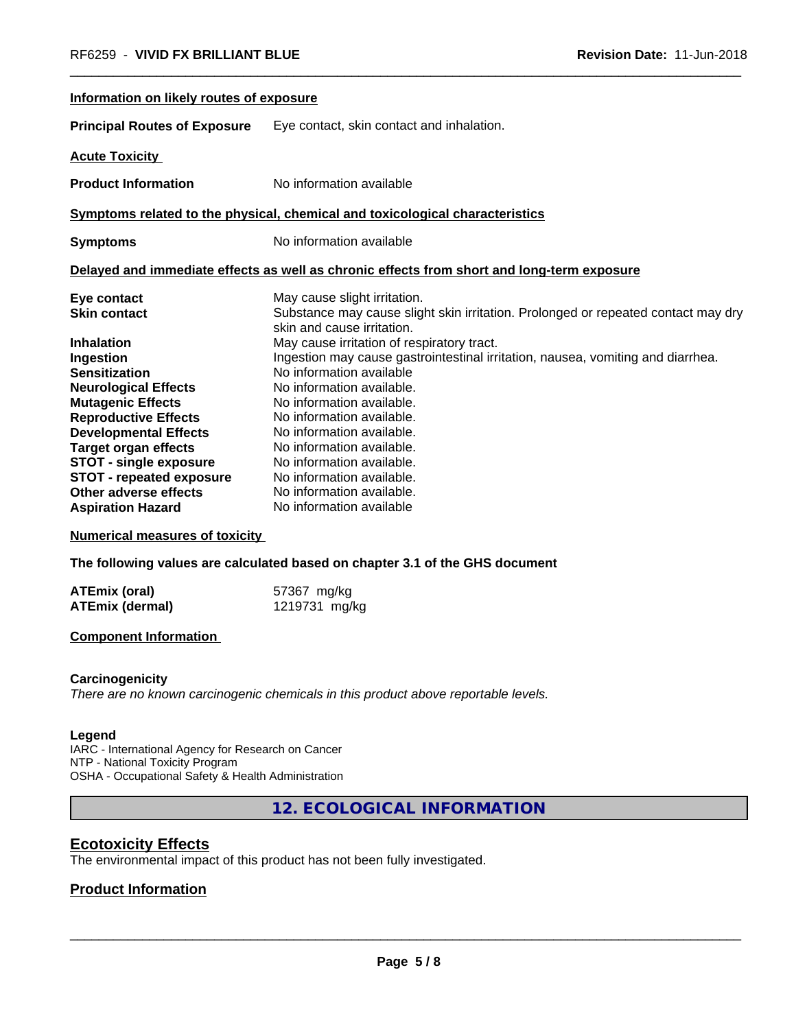**Information on likely routes of exposure**

| | |
|---|---|
| **Principal Routes of Exposure** | Eye contact, skin contact and inhalation. |

**Acute Toxicity**

| | |
|---|---|
| **Product Information** | No information available |

**Symptoms related to the physical, chemical and toxicological characteristics**

| | |
|---|---|
| **Symptoms** | No information available |

**Delayed and immediate effects as well as chronic effects from short and long-term exposure**

| | |
|---|---|
| **Eye contact** | May cause slight irritation. |
| **Skin contact** | Substance may cause slight skin irritation. Prolonged or repeated contact may dry skin and cause irritation. |
| **Inhalation** | May cause irritation of respiratory tract. |
| **Ingestion** | Ingestion may cause gastrointestinal irritation, nausea, vomiting and diarrhea. |
| **Sensitization** | No information available |
| **Neurological Effects** | No information available. |
| **Mutagenic Effects** | No information available. |
| **Reproductive Effects** | No information available. |
| **Developmental Effects** | No information available. |
| **Target organ effects** | No information available. |
| **STOT - single exposure** | No information available. |
| **STOT - repeated exposure** | No information available. |
| **Other adverse effects** | No information available. |
| **Aspiration Hazard** | No information available |

**Numerical measures of toxicity**

**The following values are calculated based on chapter 3.1 of the GHS document**

| | |
|---|---|
| **ATEmix (oral)** | 57367 mg/kg |
| **ATEmix (dermal)** | 1219731 mg/kg |

**Component Information**

**Carcinogenicity**

*There are no known carcinogenic chemicals in this product above reportable levels.*

**Legend**

IARC - International Agency for Research on Cancer
NTP - National Toxicity Program
OSHA - Occupational Safety & Health Administration

## 12. ECOLOGICAL INFORMATION

### Ecotoxicity Effects

The environmental impact of this product has not been fully investigated.

### Product Information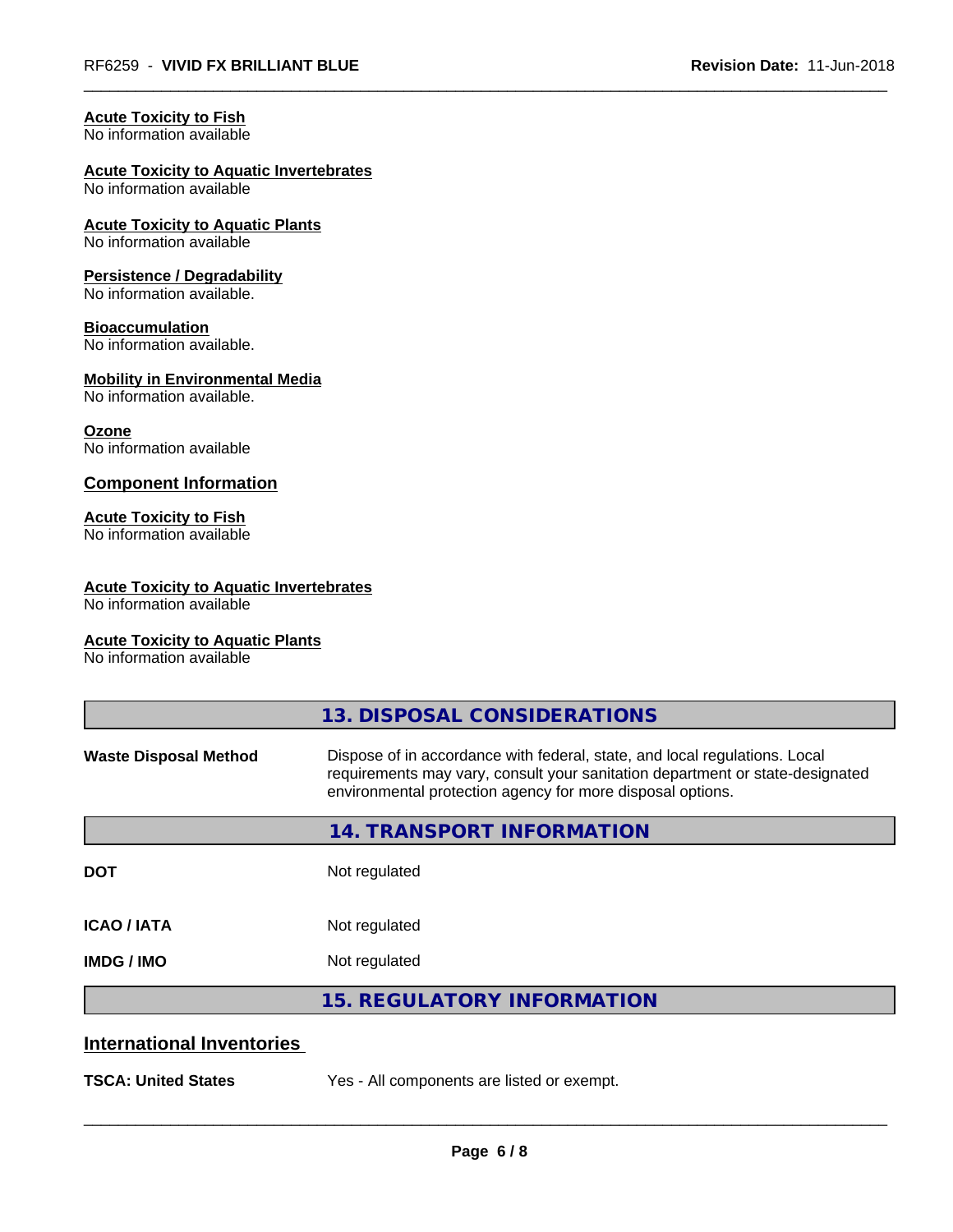**Acute Toxicity to Fish**
No information available

**Acute Toxicity to Aquatic Invertebrates**
No information available

**Acute Toxicity to Aquatic Plants**
No information available

**Persistence / Degradability**
No information available.

**Bioaccumulation**
No information available.

**Mobility in Environmental Media**
No information available.

**Ozone**
No information available

## Component Information

**Acute Toxicity to Fish**
No information available

**Acute Toxicity to Aquatic Invertebrates**
No information available

**Acute Toxicity to Aquatic Plants**
No information available

## 13. DISPOSAL CONSIDERATIONS

| | |
|---|---|
| **Waste Disposal Method** | Dispose of in accordance with federal, state, and local regulations. Local requirements may vary, consult your sanitation department or state-designated environmental protection agency for more disposal options. |

## 14. TRANSPORT INFORMATION

| | |
|---|---|
| **DOT** | Not regulated |
| **ICAO / IATA** | Not regulated |
| **IMDG / IMO** | Not regulated |

## 15. REGULATORY INFORMATION

### International Inventories

| | |
|---|---|
| **TSCA: United States** | Yes - All components are listed or exempt. |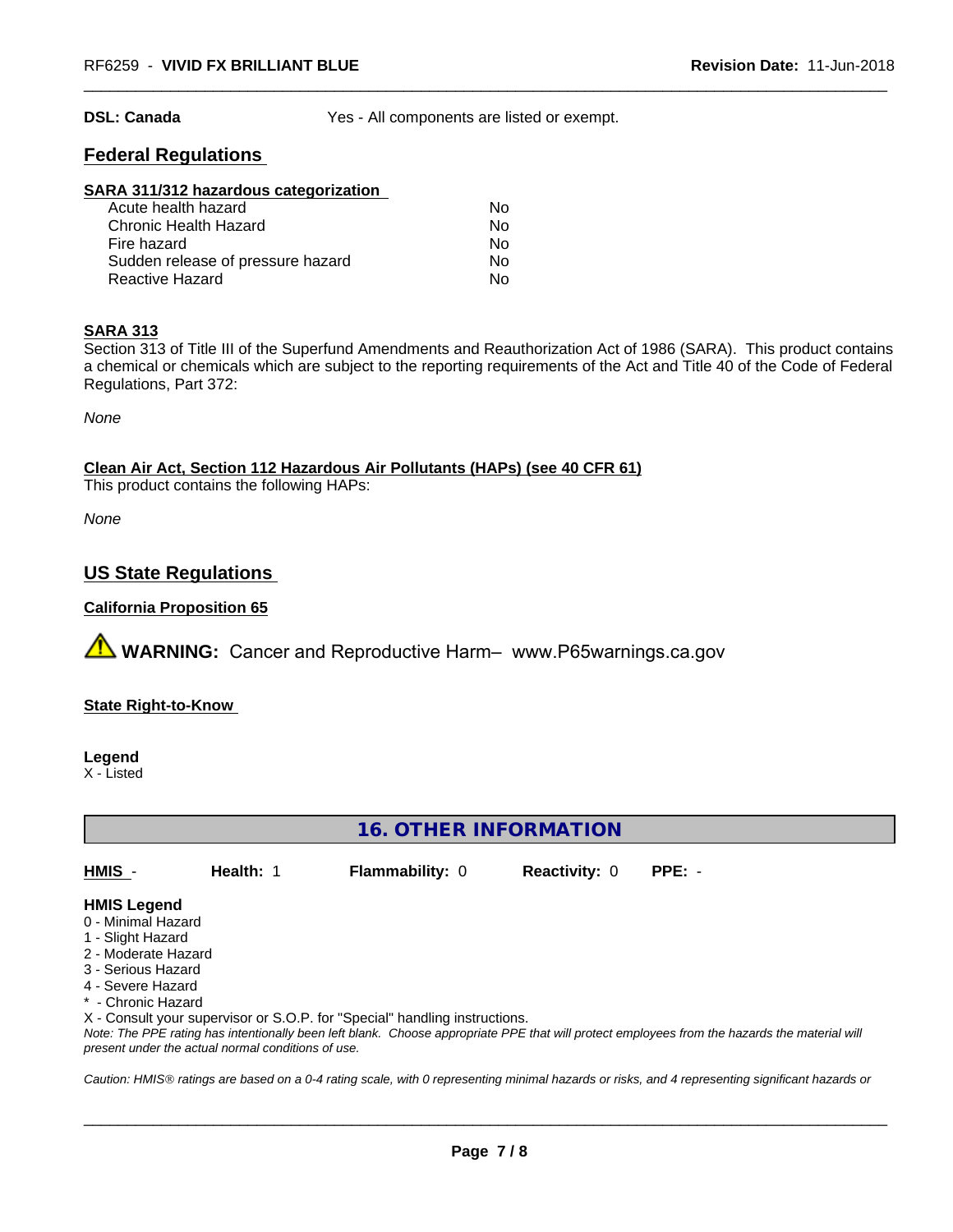**DSL: Canada** Yes - All components are listed or exempt.

## Federal Regulations

**SARA 311/312 hazardous categorization**

| | |
|---|---|
| Acute health hazard | No |
| Chronic Health Hazard | No |
| Fire hazard | No |
| Sudden release of pressure hazard | No |
| Reactive Hazard | No |

**SARA 313**

Section 313 of Title III of the Superfund Amendments and Reauthorization Act of 1986 (SARA). This product contains a chemical or chemicals which are subject to the reporting requirements of the Act and Title 40 of the Code of Federal Regulations, Part 372:

*None*

**Clean Air Act, Section 112 Hazardous Air Pollutants (HAPs) (see 40 CFR 61)**

This product contains the following HAPs:

*None*

## US State Regulations

**California Proposition 65**

⚠ **WARNING:** Cancer and Reproductive Harm– www.P65warnings.ca.gov

**State Right-to-Know**

**Legend**

X - Listed

## 16. OTHER INFORMATION

**HMIS** - **Health:** 1 **Flammability:** 0 **Reactivity:** 0 **PPE:** -

**HMIS Legend**

0 - Minimal Hazard
1 - Slight Hazard
2 - Moderate Hazard
3 - Serious Hazard
4 - Severe Hazard
* - Chronic Hazard
X - Consult your supervisor or S.O.P. for "Special" handling instructions.

*Note: The PPE rating has intentionally been left blank. Choose appropriate PPE that will protect employees from the hazards the material will present under the actual normal conditions of use.*

*Caution: HMIS® ratings are based on a 0-4 rating scale, with 0 representing minimal hazards or risks, and 4 representing significant hazards or*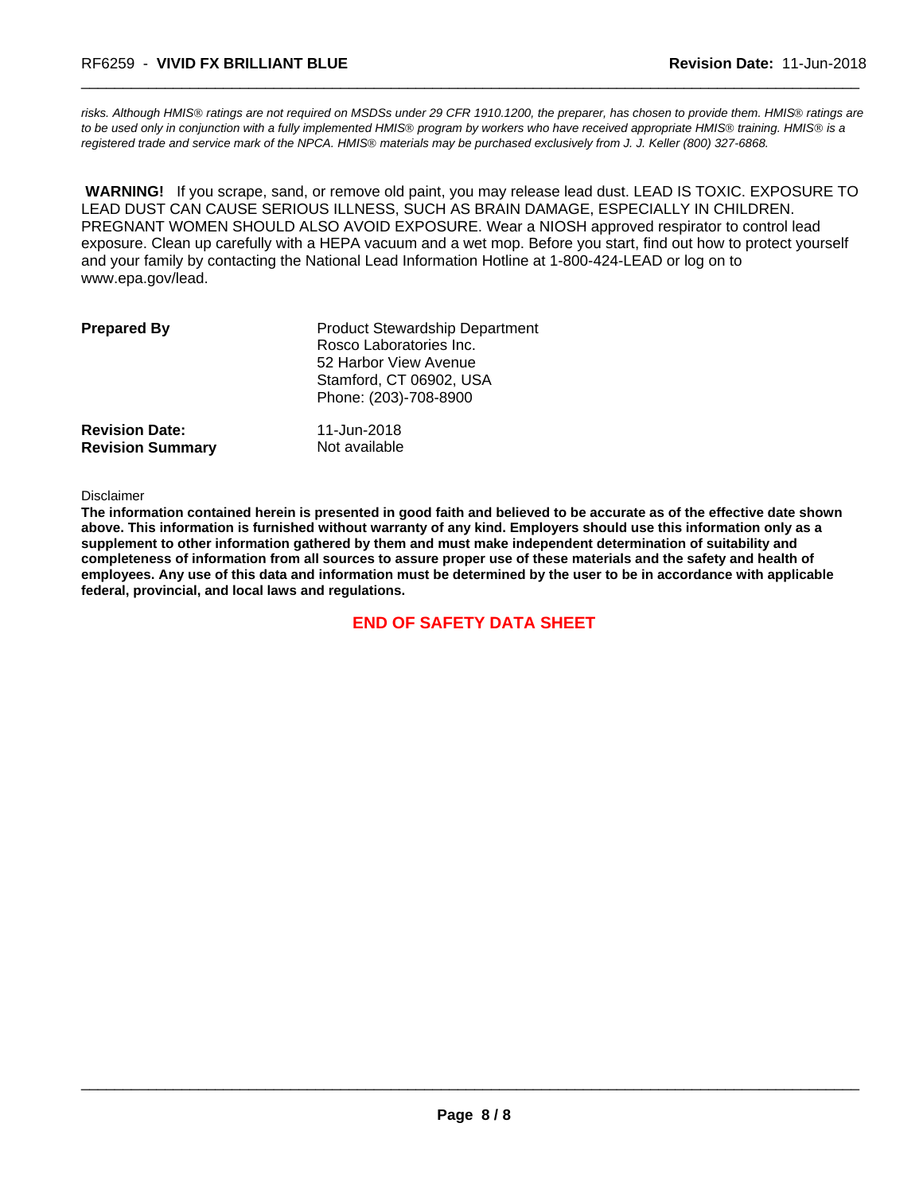*risks. Although HMIS® ratings are not required on MSDSs under 29 CFR 1910.1200, the preparer, has chosen to provide them. HMIS® ratings are to be used only in conjunction with a fully implemented HMIS® program by workers who have received appropriate HMIS® training. HMIS® is a registered trade and service mark of the NPCA. HMIS® materials may be purchased exclusively from J. J. Keller (800) 327-6868.*

**WARNING!** If you scrape, sand, or remove old paint, you may release lead dust. LEAD IS TOXIC. EXPOSURE TO LEAD DUST CAN CAUSE SERIOUS ILLNESS, SUCH AS BRAIN DAMAGE, ESPECIALLY IN CHILDREN. PREGNANT WOMEN SHOULD ALSO AVOID EXPOSURE. Wear a NIOSH approved respirator to control lead exposure. Clean up carefully with a HEPA vacuum and a wet mop. Before you start, find out how to protect yourself and your family by contacting the National Lead Information Hotline at 1-800-424-LEAD or log on to www.epa.gov/lead.

| | |
|---|---|
| **Prepared By** | Product Stewardship Department<br>Rosco Laboratories Inc.<br>52 Harbor View Avenue<br>Stamford, CT 06902, USA<br>Phone: (203)-708-8900 |
| **Revision Date:** | 11-Jun-2018 |
| **Revision Summary** | Not available |

Disclaimer

**The information contained herein is presented in good faith and believed to be accurate as of the effective date shown above. This information is furnished without warranty of any kind. Employers should use this information only as a supplement to other information gathered by them and must make independent determination of suitability and completeness of information from all sources to assure proper use of these materials and the safety and health of employees. Any use of this data and information must be determined by the user to be in accordance with applicable federal, provincial, and local laws and regulations.**

**END OF SAFETY DATA SHEET**